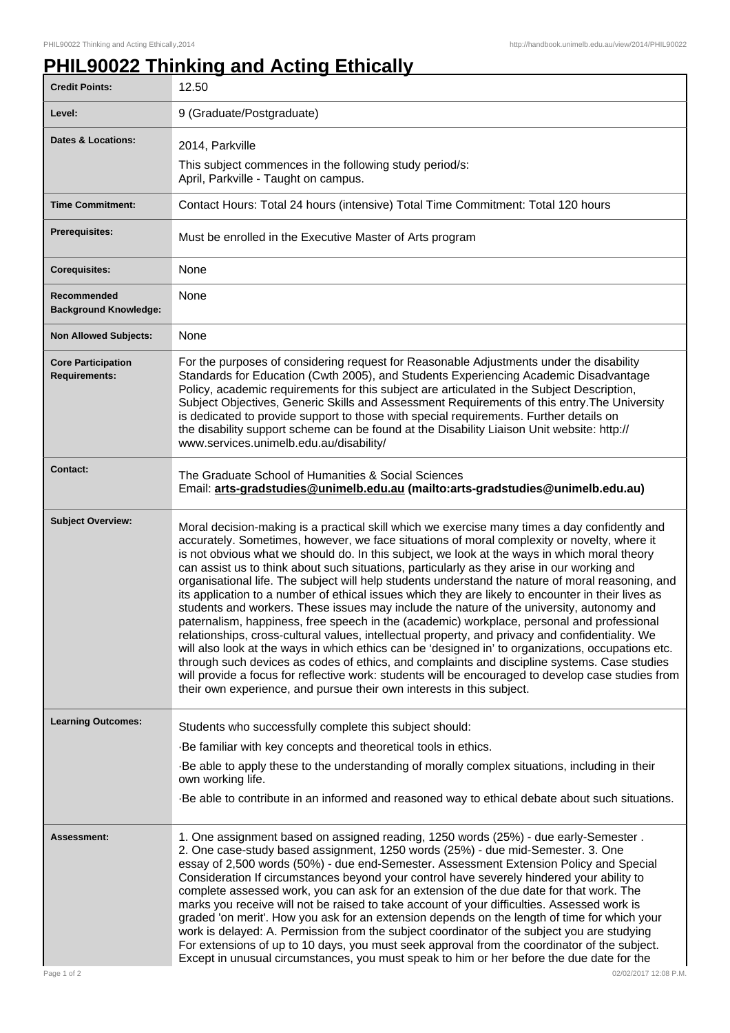# PHIL90022 Thinking and Acting Ethically

| | |
|---|---|
| **Credit Points:** | 12.50 |
| **Level:** | 9 (Graduate/Postgraduate) |
| **Dates & Locations:** | 2014, Parkville<br>This subject commences in the following study period/s:<br>April, Parkville - Taught on campus. |
| **Time Commitment:** | Contact Hours: Total 24 hours (intensive) Total Time Commitment: Total 120 hours |
| **Prerequisites:** | Must be enrolled in the Executive Master of Arts program |
| **Corequisites:** | None |
| **Recommended Background Knowledge:** | None |
| **Non Allowed Subjects:** | None |
| **Core Participation Requirements:** | For the purposes of considering request for Reasonable Adjustments under the disability Standards for Education (Cwth 2005), and Students Experiencing Academic Disadvantage Policy, academic requirements for this subject are articulated in the Subject Description, Subject Objectives, Generic Skills and Assessment Requirements of this entry.The University is dedicated to provide support to those with special requirements. Further details on the disability support scheme can be found at the Disability Liaison Unit website: http://www.services.unimelb.edu.au/disability/ |
| **Contact:** | The Graduate School of Humanities & Social Sciences<br>Email: **arts-gradstudies@unimelb.edu.au (mailto:arts-gradstudies@unimelb.edu.au)** |
| **Subject Overview:** | Moral decision-making is a practical skill which we exercise many times a day confidently and accurately. Sometimes, however, we face situations of moral complexity or novelty, where it is not obvious what we should do. In this subject, we look at the ways in which moral theory can assist us to think about such situations, particularly as they arise in our working and organisational life. The subject will help students understand the nature of moral reasoning, and its application to a number of ethical issues which they are likely to encounter in their lives as students and workers. These issues may include the nature of the university, autonomy and paternalism, happiness, free speech in the (academic) workplace, personal and professional relationships, cross-cultural values, intellectual property, and privacy and confidentiality. We will also look at the ways in which ethics can be 'designed in' to organizations, occupations etc. through such devices as codes of ethics, and complaints and discipline systems. Case studies will provide a focus for reflective work: students will be encouraged to develop case studies from their own experience, and pursue their own interests in this subject. |
| **Learning Outcomes:** | Students who successfully complete this subject should:<br>·Be familiar with key concepts and theoretical tools in ethics.<br>·Be able to apply these to the understanding of morally complex situations, including in their own working life.<br>·Be able to contribute in an informed and reasoned way to ethical debate about such situations. |
| **Assessment:** | 1. One assignment based on assigned reading, 1250 words (25%) - due early-Semester . 2. One case-study based assignment, 1250 words (25%) - due mid-Semester. 3. One essay of 2,500 words (50%) - due end-Semester. Assessment Extension Policy and Special Consideration If circumstances beyond your control have severely hindered your ability to complete assessed work, you can ask for an extension of the due date for that work. The marks you receive will not be raised to take account of your difficulties. Assessed work is graded 'on merit'. How you ask for an extension depends on the length of time for which your work is delayed: A. Permission from the subject coordinator of the subject you are studying For extensions of up to 10 days, you must seek approval from the coordinator of the subject. Except in unusual circumstances, you must speak to him or her before the due date for the |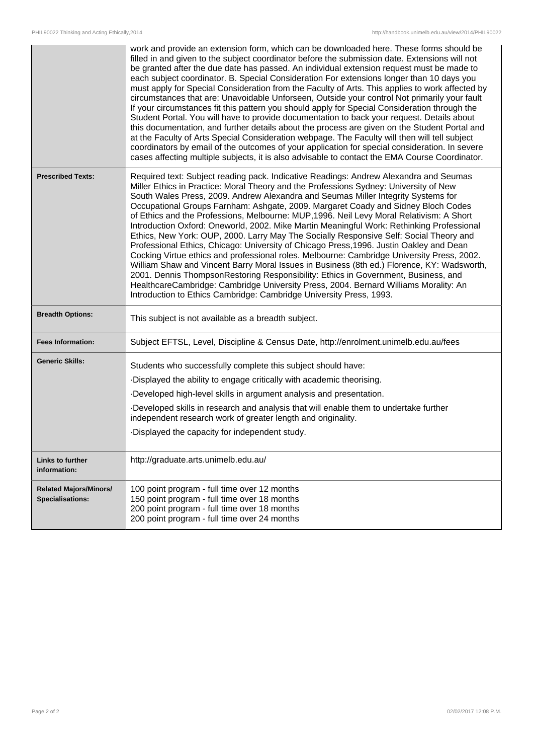| | |
|---|---|
| | work and provide an extension form, which can be downloaded here. These forms should be filled in and given to the subject coordinator before the submission date. Extensions will not be granted after the due date has passed. An individual extension request must be made to each subject coordinator. B. Special Consideration For extensions longer than 10 days you must apply for Special Consideration from the Faculty of Arts. This applies to work affected by circumstances that are: Unavoidable Unforseen, Outside your control Not primarily your fault If your circumstances fit this pattern you should apply for Special Consideration through the Student Portal. You will have to provide documentation to back your request. Details about this documentation, and further details about the process are given on the Student Portal and at the Faculty of Arts Special Consideration webpage. The Faculty will then will tell subject coordinators by email of the outcomes of your application for special consideration. In severe cases affecting multiple subjects, it is also advisable to contact the EMA Course Coordinator. |
| **Prescribed Texts:** | Required text: Subject reading pack. Indicative Readings: Andrew Alexandra and Seumas Miller Ethics in Practice: Moral Theory and the Professions Sydney: University of New South Wales Press, 2009. Andrew Alexandra and Seumas Miller Integrity Systems for Occupational Groups Farnham: Ashgate, 2009. Margaret Coady and Sidney Bloch Codes of Ethics and the Professions, Melbourne: MUP,1996. Neil Levy Moral Relativism: A Short Introduction Oxford: Oneworld, 2002. Mike Martin Meaningful Work: Rethinking Professional Ethics, New York: OUP, 2000. Larry May The Socially Responsive Self: Social Theory and Professional Ethics, Chicago: University of Chicago Press,1996. Justin Oakley and Dean Cocking Virtue ethics and professional roles. Melbourne: Cambridge University Press, 2002. William Shaw and Vincent Barry Moral Issues in Business (8th ed.) Florence, KY: Wadsworth, 2001. Dennis ThompsonRestoring Responsibility: Ethics in Government, Business, and HealthcareCambridge: Cambridge University Press, 2004. Bernard Williams Morality: An Introduction to Ethics Cambridge: Cambridge University Press, 1993. |
| **Breadth Options:** | This subject is not available as a breadth subject. |
| **Fees Information:** | Subject EFTSL, Level, Discipline & Census Date, http://enrolment.unimelb.edu.au/fees |
| **Generic Skills:** | Students who successfully complete this subject should have:<br>·Displayed the ability to engage critically with academic theorising.<br>·Developed high-level skills in argument analysis and presentation.<br>·Developed skills in research and analysis that will enable them to undertake further independent research work of greater length and originality.<br>·Displayed the capacity for independent study. |
| **Links to further information:** | http://graduate.arts.unimelb.edu.au/ |
| **Related Majors/Minors/ Specialisations:** | 100 point program - full time over 12 months<br>150 point program - full time over 18 months<br>200 point program - full time over 18 months<br>200 point program - full time over 24 months |